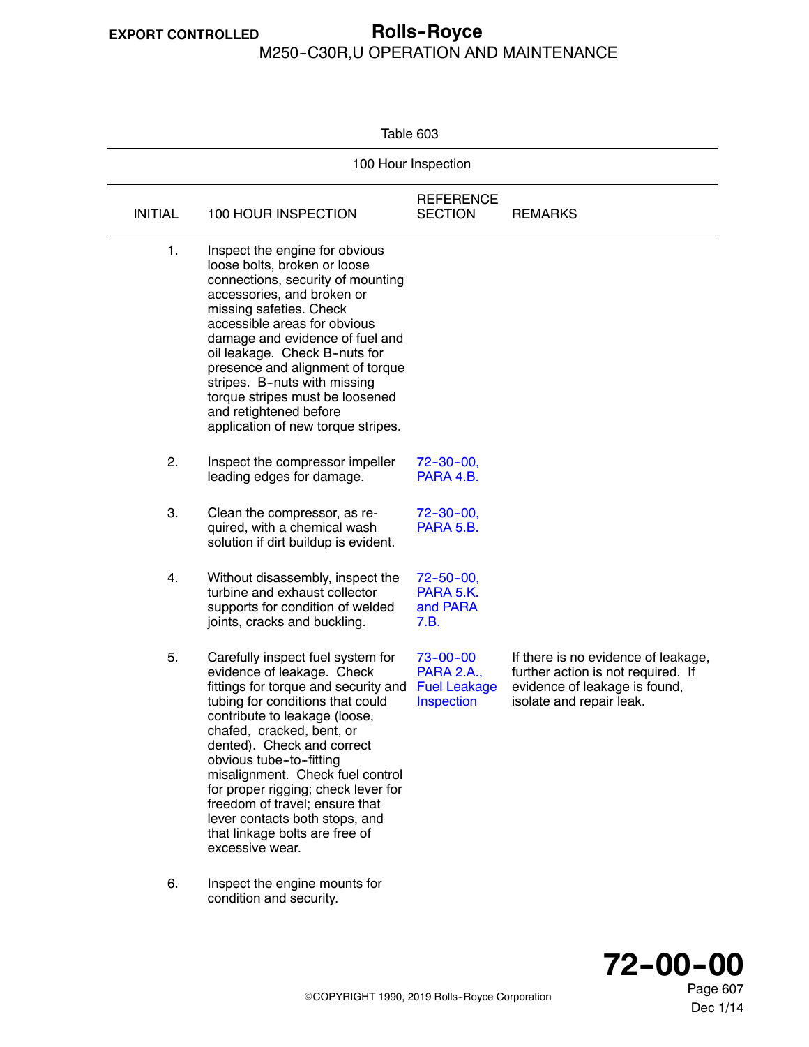Table 603

| 100 Hour Inspection | | | |
|---|---|---|---|
| INITIAL | 100 HOUR INSPECTION | REFERENCE SECTION | REMARKS |
| 1. | Inspect the engine for obvious loose bolts, broken or loose connections, security of mounting accessories, and broken or missing safeties. Check accessible areas for obvious damage and evidence of fuel and oil leakage. Check B-nuts for presence and alignment of torque stripes. B-nuts with missing torque stripes must be loosened and retightened before application of new torque stripes. | | |
| 2. | Inspect the compressor impeller leading edges for damage. | 72-30-00, PARA 4.B. | |
| 3. | Clean the compressor, as required, with a chemical wash solution if dirt buildup is evident. | 72-30-00, PARA 5.B. | |
| 4. | Without disassembly, inspect the turbine and exhaust collector supports for condition of welded joints, cracks and buckling. | 72-50-00, PARA 5.K. and PARA 7.B. | |
| 5. | Carefully inspect fuel system for evidence of leakage. Check fittings for torque and security and tubing for conditions that could contribute to leakage (loose, chafed, cracked, bent, or dented). Check and correct obvious tube-to-fitting misalignment. Check fuel control for proper rigging; check lever for freedom of travel; ensure that lever contacts both stops, and that linkage bolts are free of excessive wear. | 73-00-00 PARA 2.A., Fuel Leakage Inspection | If there is no evidence of leakage, further action is not required. If evidence of leakage is found, isolate and repair leak. |
| 6. | Inspect the engine mounts for condition and security. | | |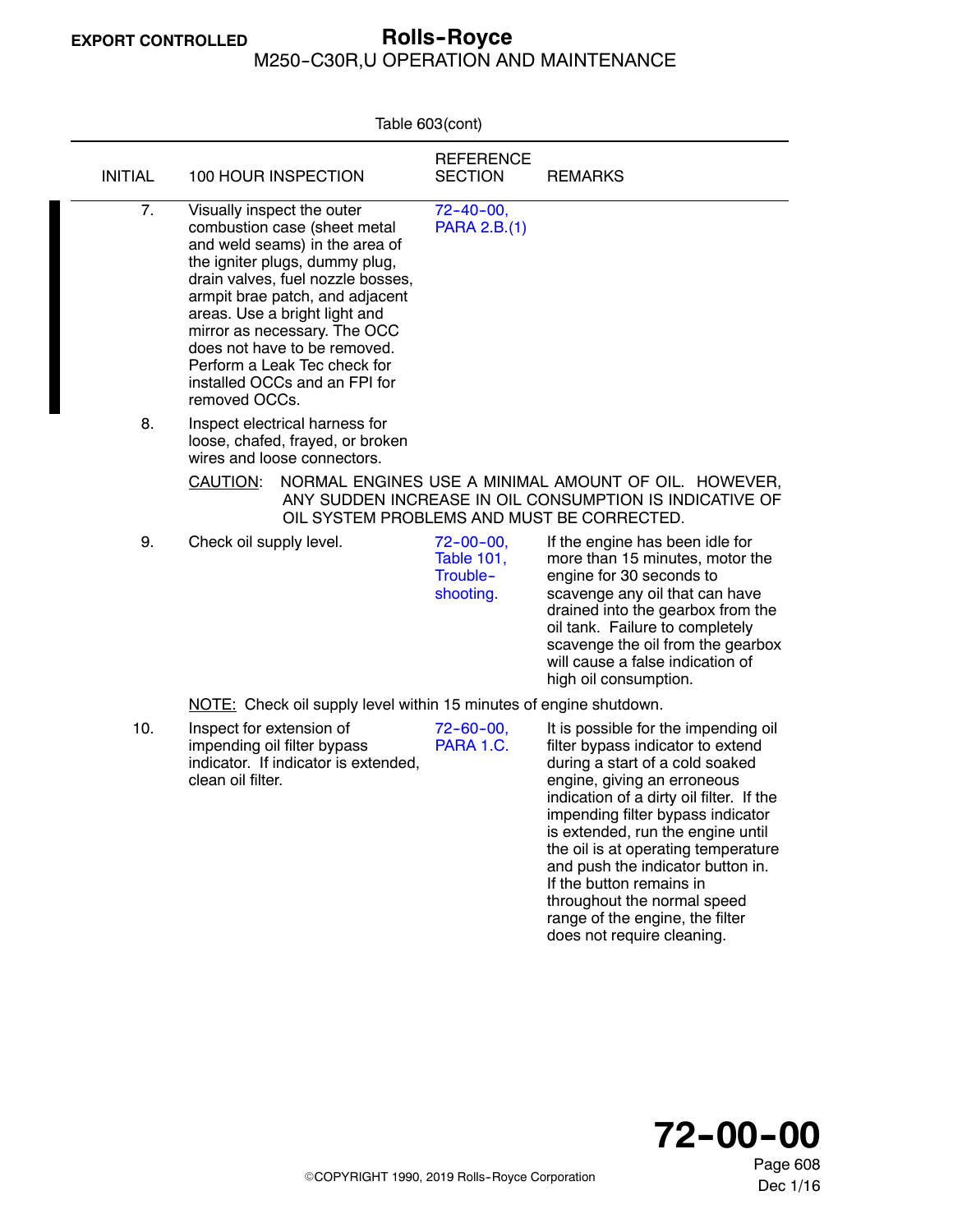Table 603(cont)

| INITIAL | 100 HOUR INSPECTION | REFERENCE SECTION | REMARKS |
|---|---|---|---|
| 7. | Visually inspect the outer combustion case (sheet metal and weld seams) in the area of the igniter plugs, dummy plug, drain valves, fuel nozzle bosses, armpit brae patch, and adjacent areas. Use a bright light and mirror as necessary. The OCC does not have to be removed. Perform a Leak Tec check for installed OCCs and an FPI for removed OCCs. | 72-40-00, PARA 2.B.(1) | |
| 8. | Inspect electrical harness for loose, chafed, frayed, or broken wires and loose connectors. | | |
| | CAUTION: NORMAL ENGINES USE A MINIMAL AMOUNT OF OIL. HOWEVER, ANY SUDDEN INCREASE IN OIL CONSUMPTION IS INDICATIVE OF OIL SYSTEM PROBLEMS AND MUST BE CORRECTED. | | |
| 9. | Check oil supply level. | 72-00-00, Table 101, Trouble-shooting. | If the engine has been idle for more than 15 minutes, motor the engine for 30 seconds to scavenge any oil that can have drained into the gearbox from the oil tank. Failure to completely scavenge the oil from the gearbox will cause a false indication of high oil consumption. |
| | NOTE: Check oil supply level within 15 minutes of engine shutdown. | | |
| 10. | Inspect for extension of impending oil filter bypass indicator. If indicator is extended, clean oil filter. | 72-60-00, PARA 1.C. | It is possible for the impending oil filter bypass indicator to extend during a start of a cold soaked engine, giving an erroneous indication of a dirty oil filter. If the impending filter bypass indicator is extended, run the engine until the oil is at operating temperature and push the indicator button in. If the button remains in throughout the normal speed range of the engine, the filter does not require cleaning. |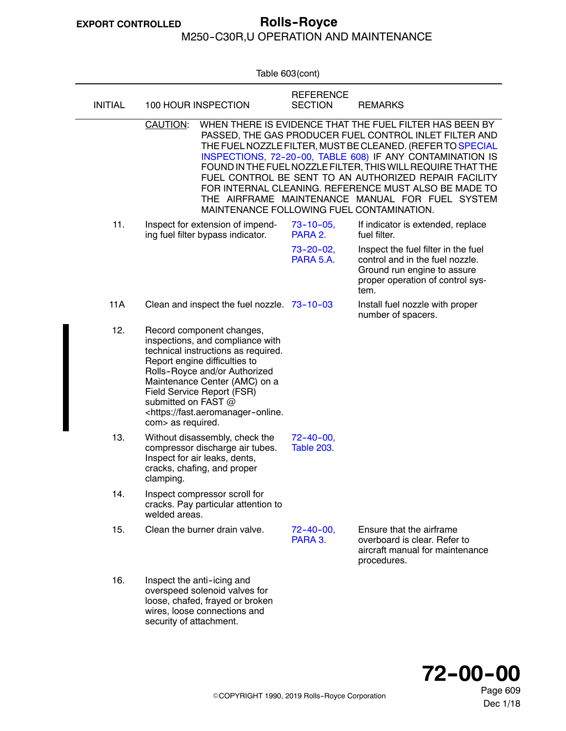Table 603(cont)

| INITIAL | 100 HOUR INSPECTION | REFERENCE SECTION | REMARKS |
|---|---|---|---|
| | CAUTION: WHEN THERE IS EVIDENCE THAT THE FUEL FILTER HAS BEEN BY PASSED, THE GAS PRODUCER FUEL CONTROL INLET FILTER AND THE FUEL NOZZLE FILTER, MUST BE CLEANED. (REFER TO SPECIAL INSPECTIONS, 72-20-00, TABLE 608) IF ANY CONTAMINATION IS FOUND IN THE FUEL NOZZLE FILTER, THIS WILL REQUIRE THAT THE FUEL CONTROL BE SENT TO AN AUTHORIZED REPAIR FACILITY FOR INTERNAL CLEANING. REFERENCE MUST ALSO BE MADE TO THE AIRFRAME MAINTENANCE MANUAL FOR FUEL SYSTEM MAINTENANCE FOLLOWING FUEL CONTAMINATION. | | |
| 11. | Inspect for extension of impending fuel filter bypass indicator. | 73-10-05, PARA 2. | If indicator is extended, replace fuel filter. |
| | | 73-20-02, PARA 5.A. | Inspect the fuel filter in the fuel control and in the fuel nozzle. Ground run engine to assure proper operation of control system. |
| 11A | Clean and inspect the fuel nozzle. | 73-10-03 | Install fuel nozzle with proper number of spacers. |
| 12. | Record component changes, inspections, and compliance with technical instructions as required. Report engine difficulties to Rolls-Royce and/or Authorized Maintenance Center (AMC) on a Field Service Report (FSR) submitted on FAST @ <https://fast.aeromanager-online.com> as required. | | |
| 13. | Without disassembly, check the compressor discharge air tubes. Inspect for air leaks, dents, cracks, chafing, and proper clamping. | 72-40-00, Table 203. | |
| 14. | Inspect compressor scroll for cracks. Pay particular attention to welded areas. | | |
| 15. | Clean the burner drain valve. | 72-40-00, PARA 3. | Ensure that the airframe overboard is clear. Refer to aircraft manual for maintenance procedures. |
| 16. | Inspect the anti-icing and overspeed solenoid valves for loose, chafed, frayed or broken wires, loose connections and security of attachment. | | |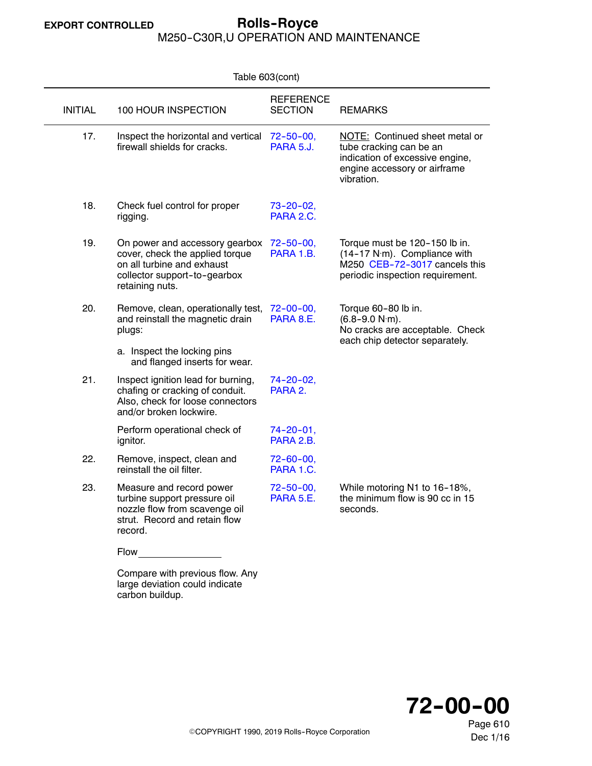Table 603(cont)

| INITIAL | 100 HOUR INSPECTION | REFERENCE SECTION | REMARKS |
|---|---|---|---|
| 17. | Inspect the horizontal and vertical firewall shields for cracks. | 72-50-00, PARA 5.J. | NOTE: Continued sheet metal or tube cracking can be an indication of excessive engine, engine accessory or airframe vibration. |
| 18. | Check fuel control for proper rigging. | 73-20-02, PARA 2.C. | |
| 19. | On power and accessory gearbox cover, check the applied torque on all turbine and exhaust collector support-to-gearbox retaining nuts. | 72-50-00, PARA 1.B. | Torque must be 120-150 lb in. (14-17 N·m). Compliance with M250 CEB-72-3017 cancels this periodic inspection requirement. |
| 20. | Remove, clean, operationally test, and reinstall the magnetic drain plugs:<br>a. Inspect the locking pins and flanged inserts for wear. | 72-00-00, PARA 8.E. | Torque 60-80 lb in. (6.8-9.0 N·m). No cracks are acceptable. Check each chip detector separately. |
| 21. | Inspect ignition lead for burning, chafing or cracking of conduit. Also, check for loose connectors and/or broken lockwire. | 74-20-02, PARA 2. | |
| | Perform operational check of ignitor. | 74-20-01, PARA 2.B. | |
| 22. | Remove, inspect, clean and reinstall the oil filter. | 72-60-00, PARA 1.C. | |
| 23. | Measure and record power turbine support pressure oil nozzle flow from scavenge oil strut. Record and retain flow record.<br>Flow \_\_\_\_\_\_\_\_\_\_\_\_<br>Compare with previous flow. Any large deviation could indicate carbon buildup. | 72-50-00, PARA 5.E. | While motoring N1 to 16-18%, the minimum flow is 90 cc in 15 seconds. |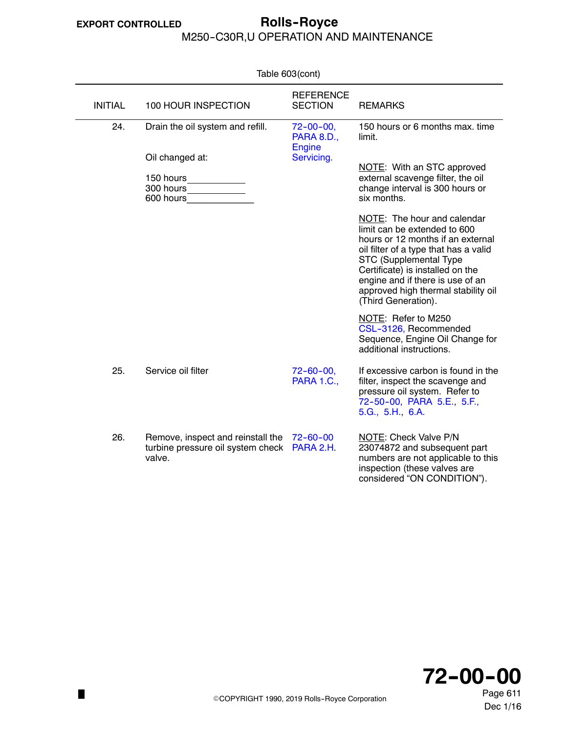Table 603(cont)

| INITIAL | 100 HOUR INSPECTION | REFERENCE SECTION | REMARKS |
|---|---|---|---|
| 24. | Drain the oil system and refill.<br><br>Oil changed at:<br><br>150 hours____________<br>300 hours____________<br>600 hours_____________ | 72-00-00, PARA 8.D., Engine Servicing. | 150 hours or 6 months max. time limit.<br><br>NOTE: With an STC approved external scavenge filter, the oil change interval is 300 hours or six months.<br><br>NOTE: The hour and calendar limit can be extended to 600 hours or 12 months if an external oil filter of a type that has a valid STC (Supplemental Type Certificate) is installed on the engine and if there is use of an approved high thermal stability oil (Third Generation).<br><br>NOTE: Refer to M250 CSL-3126, Recommended Sequence, Engine Oil Change for additional instructions. |
| 25. | Service oil filter | 72-60-00, PARA 1.C., | If excessive carbon is found in the filter, inspect the scavenge and pressure oil system. Refer to 72-50-00, PARA 5.E., 5.F., 5.G., 5.H., 6.A. |
| 26. | Remove, inspect and reinstall the turbine pressure oil system check valve. | 72-60-00 PARA 2.H. | NOTE: Check Valve P/N 23074872 and subsequent part numbers are not applicable to this inspection (these valves are considered "ON CONDITION"). |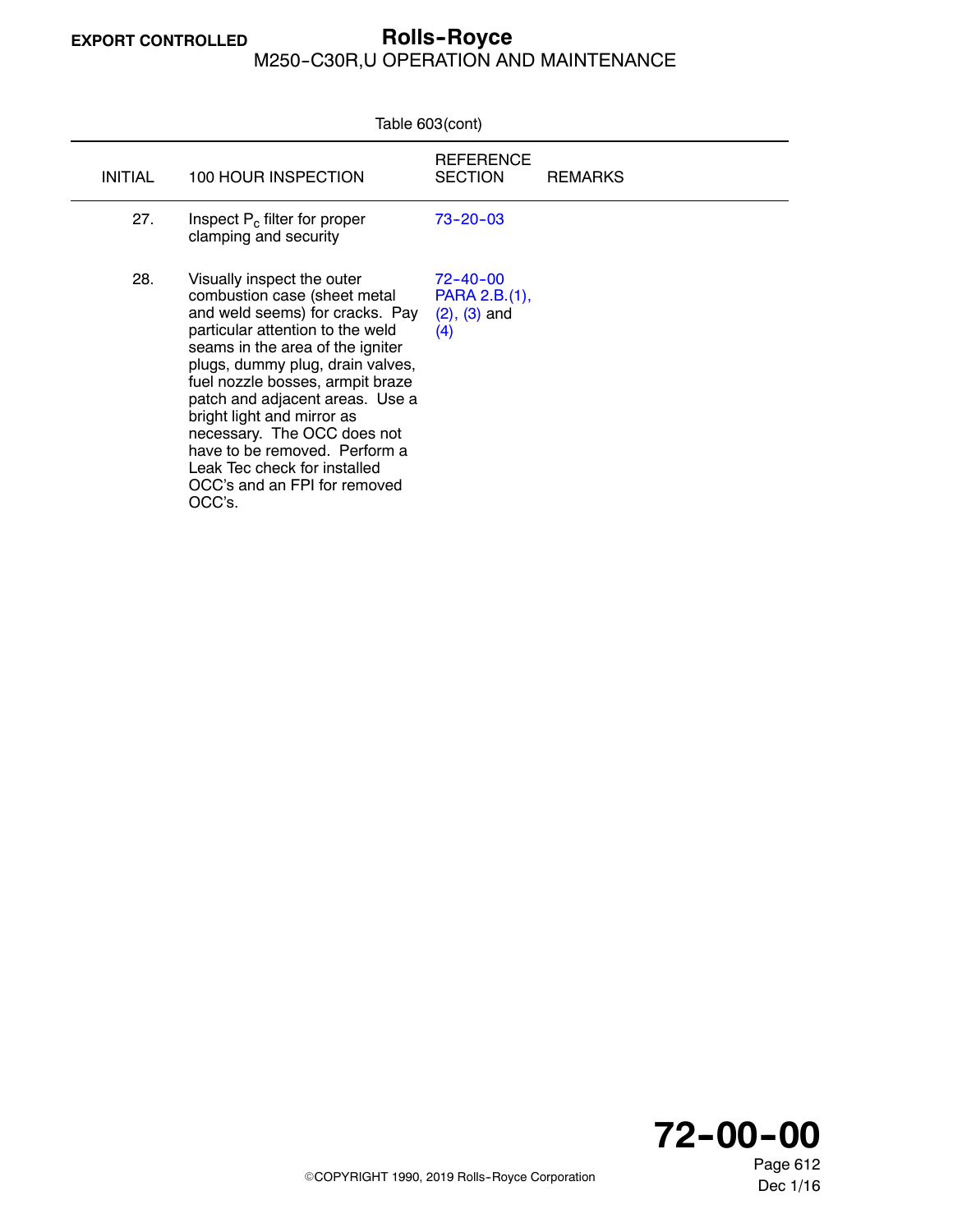Table 603(cont)

| INITIAL | 100 HOUR INSPECTION | REFERENCE SECTION | REMARKS |
|---|---|---|---|
| 27. | Inspect $P_c$ filter for proper clamping and security | 73-20-03 | |
| 28. | Visually inspect the outer combustion case (sheet metal and weld seems) for cracks. Pay particular attention to the weld seams in the area of the igniter plugs, dummy plug, drain valves, fuel nozzle bosses, armpit braze patch and adjacent areas. Use a bright light and mirror as necessary. The OCC does not have to be removed. Perform a Leak Tec check for installed OCC's and an FPI for removed OCC's. | 72-40-00 PARA 2.B.(1), (2), (3) and (4) | |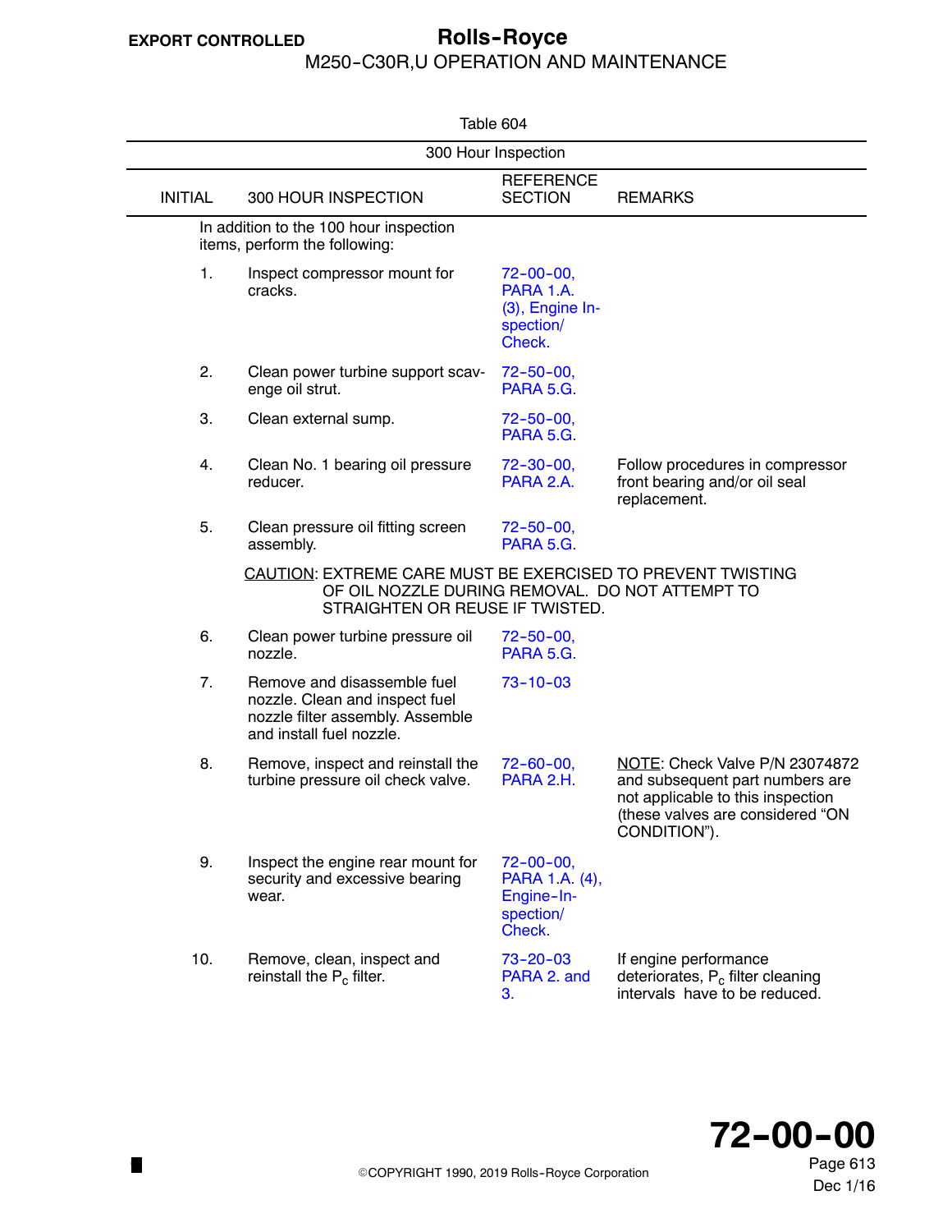Table 604

| 300 Hour Inspection | | | |
|---|---|---|---|
| **INITIAL** | **300 HOUR INSPECTION** | **REFERENCE SECTION** | **REMARKS** |
| | In addition to the 100 hour inspection items, perform the following: | | |
| 1. | Inspect compressor mount for cracks. | 72-00-00, PARA 1.A. (3), Engine Inspection/ Check. | |
| 2. | Clean power turbine support scavenge oil strut. | 72-50-00, PARA 5.G. | |
| 3. | Clean external sump. | 72-50-00, PARA 5.G. | |
| 4. | Clean No. 1 bearing oil pressure reducer. | 72-30-00, PARA 2.A. | Follow procedures in compressor front bearing and/or oil seal replacement. |
| 5. | Clean pressure oil fitting screen assembly. | 72-50-00, PARA 5.G. | |
| | CAUTION: EXTREME CARE MUST BE EXERCISED TO PREVENT TWISTING OF OIL NOZZLE DURING REMOVAL. DO NOT ATTEMPT TO STRAIGHTEN OR REUSE IF TWISTED. | | |
| 6. | Clean power turbine pressure oil nozzle. | 72-50-00, PARA 5.G. | |
| 7. | Remove and disassemble fuel nozzle. Clean and inspect fuel nozzle filter assembly. Assemble and install fuel nozzle. | 73-10-03 | |
| 8. | Remove, inspect and reinstall the turbine pressure oil check valve. | 72-60-00, PARA 2.H. | NOTE: Check Valve P/N 23074872 and subsequent part numbers are not applicable to this inspection (these valves are considered "ON CONDITION"). |
| 9. | Inspect the engine rear mount for security and excessive bearing wear. | 72-00-00, PARA 1.A. (4), Engine-Inspection/ Check. | |
| 10. | Remove, clean, inspect and reinstall the $P_c$ filter. | 73-20-03 PARA 2. and 3. | If engine performance deteriorates, $P_c$ filter cleaning intervals have to be reduced. |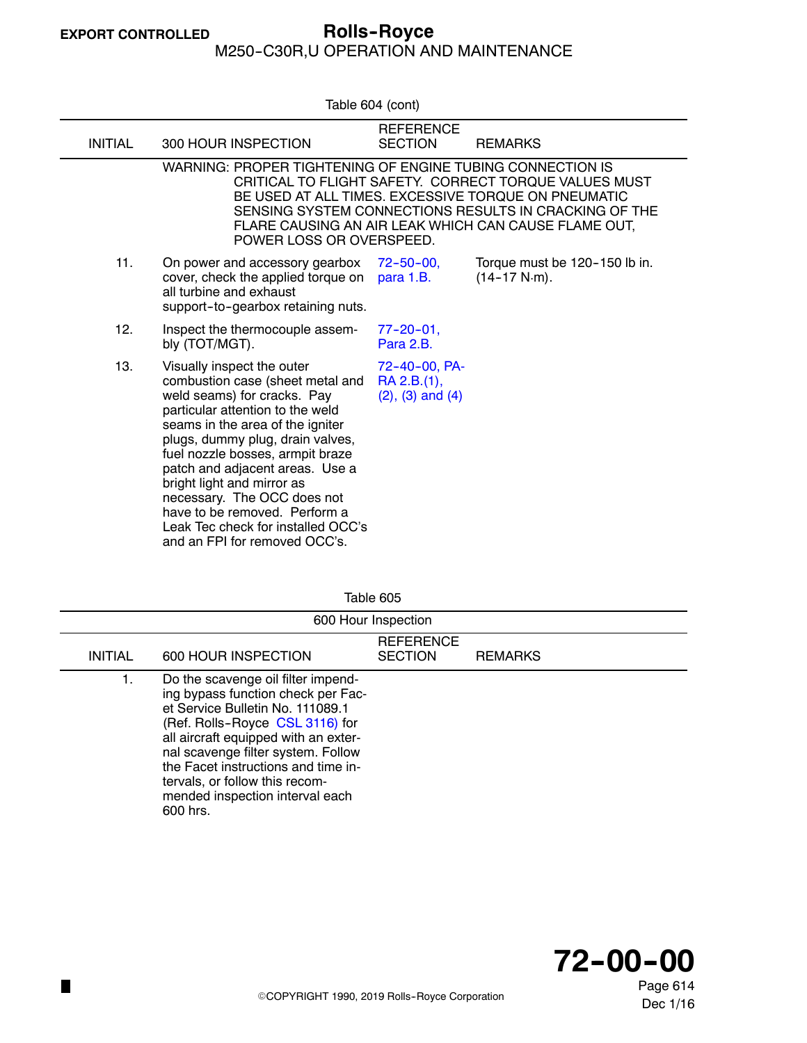Table 604 (cont)

| INITIAL | 300 HOUR INSPECTION | REFERENCE SECTION | REMARKS |
|---|---|---|---|
| | WARNING: PROPER TIGHTENING OF ENGINE TUBING CONNECTION IS CRITICAL TO FLIGHT SAFETY. CORRECT TORQUE VALUES MUST BE USED AT ALL TIMES. EXCESSIVE TORQUE ON PNEUMATIC SENSING SYSTEM CONNECTIONS RESULTS IN CRACKING OF THE FLARE CAUSING AN AIR LEAK WHICH CAN CAUSE FLAME OUT, POWER LOSS OR OVERSPEED. | | |
| 11. | On power and accessory gearbox cover, check the applied torque on all turbine and exhaust support-to-gearbox retaining nuts. | 72-50-00, para 1.B. | Torque must be 120-150 lb in. (14-17 N·m). |
| 12. | Inspect the thermocouple assembly (TOT/MGT). | 77-20-01, Para 2.B. | |
| 13. | Visually inspect the outer combustion case (sheet metal and weld seams) for cracks. Pay particular attention to the weld seams in the area of the igniter plugs, dummy plug, drain valves, fuel nozzle bosses, armpit braze patch and adjacent areas. Use a bright light and mirror as necessary. The OCC does not have to be removed. Perform a Leak Tec check for installed OCC's and an FPI for removed OCC's. | 72-40-00, PARA 2.B.(1), (2), (3) and (4) | |

Table 605

600 Hour Inspection

| INITIAL | 600 HOUR INSPECTION | REFERENCE SECTION | REMARKS |
|---|---|---|---|
| 1. | Do the scavenge oil filter impending bypass function check per Facet Service Bulletin No. 111089.1 (Ref. Rolls-Royce CSL 3116) for all aircraft equipped with an external scavenge filter system. Follow the Facet instructions and time intervals, or follow this recommended inspection interval each 600 hrs. | | |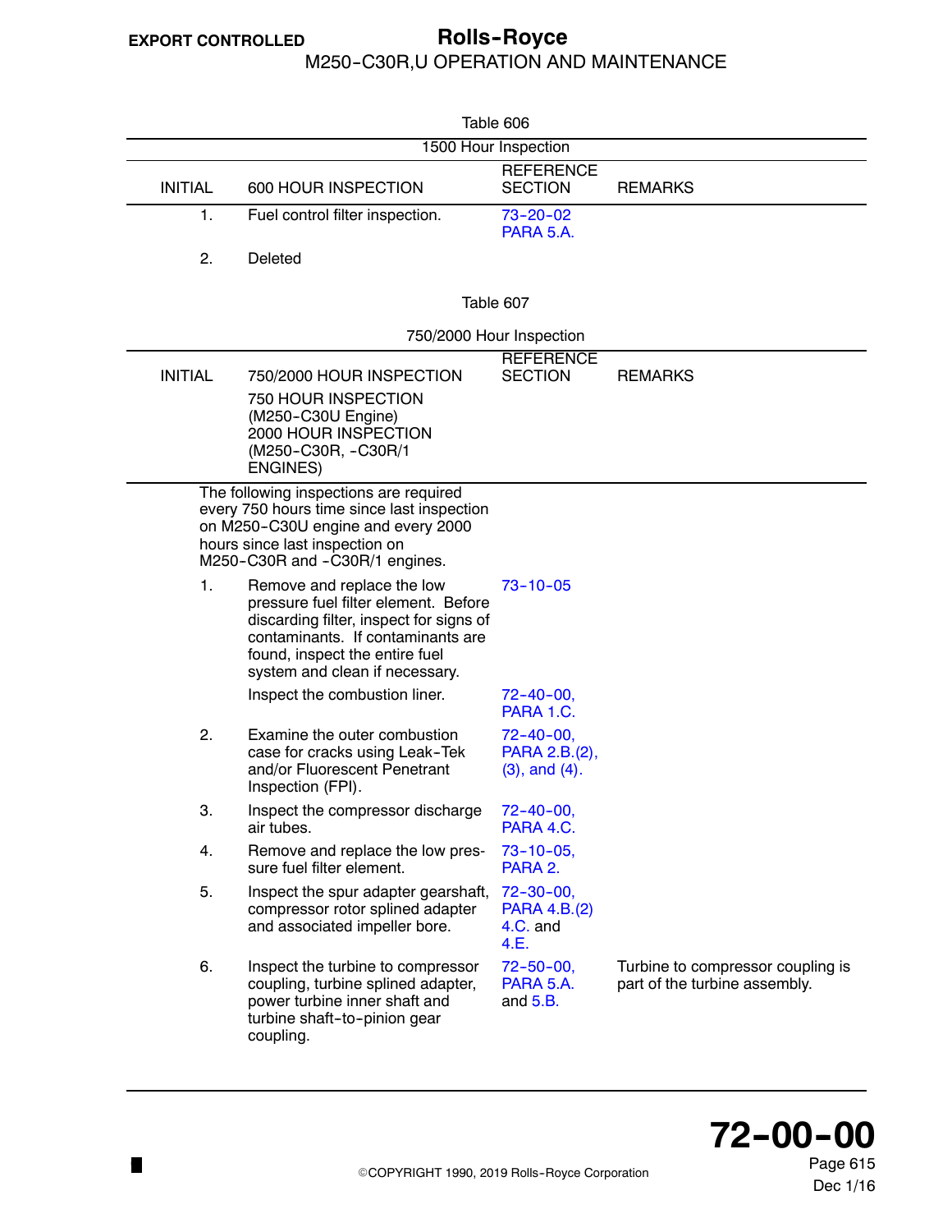Table 606

| 1500 Hour Inspection | | | |
|---|---|---|---|
| INITIAL | 600 HOUR INSPECTION | REFERENCE SECTION | REMARKS |
| 1. | Fuel control filter inspection. | 73-20-02 PARA 5.A. | |
| 2. | Deleted | | |

Table 607

| 750/2000 Hour Inspection | | | |
|---|---|---|---|
| INITIAL | 750/2000 HOUR INSPECTION<br>750 HOUR INSPECTION (M250-C30U Engine)<br>2000 HOUR INSPECTION (M250-C30R, -C30R/1 ENGINES) | REFERENCE SECTION | REMARKS |
| The following inspections are required every 750 hours time since last inspection on M250-C30U engine and every 2000 hours since last inspection on M250-C30R and -C30R/1 engines. | | | |
| 1. | Remove and replace the low pressure fuel filter element. Before discarding filter, inspect for signs of contaminants. If contaminants are found, inspect the entire fuel system and clean if necessary. | 73-10-05 | |
| | Inspect the combustion liner. | 72-40-00, PARA 1.C. | |
| 2. | Examine the outer combustion case for cracks using Leak-Tek and/or Fluorescent Penetrant Inspection (FPI). | 72-40-00, PARA 2.B.(2), (3), and (4). | |
| 3. | Inspect the compressor discharge air tubes. | 72-40-00, PARA 4.C. | |
| 4. | Remove and replace the low pressure fuel filter element. | 73-10-05, PARA 2. | |
| 5. | Inspect the spur adapter gearshaft, compressor rotor splined adapter and associated impeller bore. | 72-30-00, PARA 4.B.(2) 4.C. and 4.E. | |
| 6. | Inspect the turbine to compressor coupling, turbine splined adapter, power turbine inner shaft and turbine shaft-to-pinion gear coupling. | 72-50-00, PARA 5.A. and 5.B. | Turbine to compressor coupling is part of the turbine assembly. |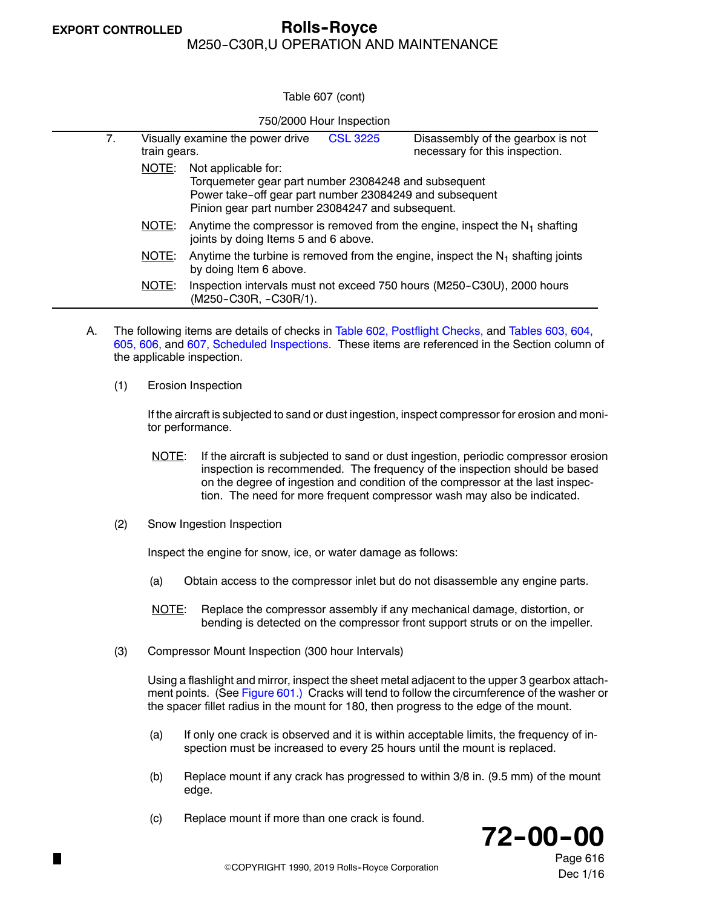Table 607 (cont)

750/2000 Hour Inspection

| | | | |
|---|---|---|---|
| 7. | Visually examine the power drive train gears. | CSL 3225 | Disassembly of the gearbox is not necessary for this inspection. |

NOTE: Not applicable for:
Torquemeter gear part number 23084248 and subsequent
Power take-off gear part number 23084249 and subsequent
Pinion gear part number 23084247 and subsequent.

NOTE: Anytime the compressor is removed from the engine, inspect the $N_1$ shafting joints by doing Items 5 and 6 above.

NOTE: Anytime the turbine is removed from the engine, inspect the $N_1$ shafting joints by doing Item 6 above.

NOTE: Inspection intervals must not exceed 750 hours (M250-C30U), 2000 hours (M250-C30R, -C30R/1).

A. The following items are details of checks in Table 602, Postflight Checks, and Tables 603, 604, 605, 606, and 607, Scheduled Inspections. These items are referenced in the Section column of the applicable inspection.

(1) Erosion Inspection

If the aircraft is subjected to sand or dust ingestion, inspect compressor for erosion and monitor performance.

NOTE: If the aircraft is subjected to sand or dust ingestion, periodic compressor erosion inspection is recommended. The frequency of the inspection should be based on the degree of ingestion and condition of the compressor at the last inspection. The need for more frequent compressor wash may also be indicated.

(2) Snow Ingestion Inspection

Inspect the engine for snow, ice, or water damage as follows:

(a) Obtain access to the compressor inlet but do not disassemble any engine parts.

NOTE: Replace the compressor assembly if any mechanical damage, distortion, or bending is detected on the compressor front support struts or on the impeller.

(3) Compressor Mount Inspection (300 hour Intervals)

Using a flashlight and mirror, inspect the sheet metal adjacent to the upper 3 gearbox attachment points. (See Figure 601.) Cracks will tend to follow the circumference of the washer or the spacer fillet radius in the mount for 180, then progress to the edge of the mount.

(a) If only one crack is observed and it is within acceptable limits, the frequency of inspection must be increased to every 25 hours until the mount is replaced.

(b) Replace mount if any crack has progressed to within 3/8 in. (9.5 mm) of the mount edge.

(c) Replace mount if more than one crack is found.